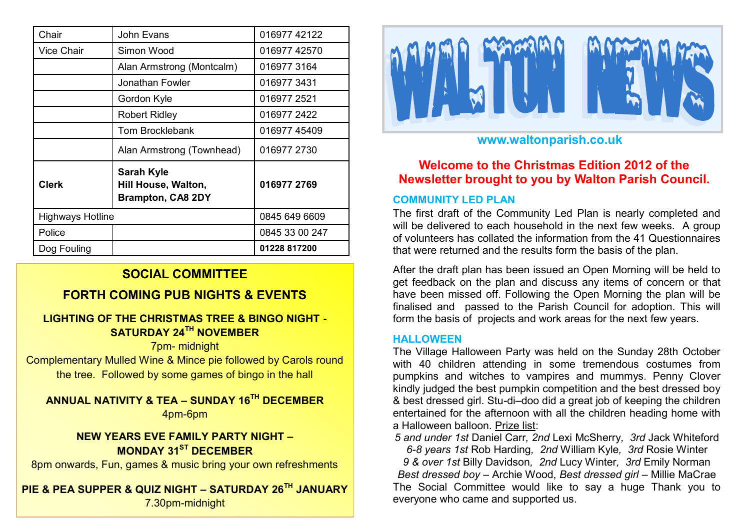| Chair | John Evans | 016977 42122 |
|---|---|---|
| Vice Chair | Simon Wood | 016977 42570 |
| | Alan Armstrong (Montcalm) | 016977 3164 |
| | Jonathan Fowler | 016977 3431 |
| | Gordon Kyle | 016977 2521 |
| | Robert Ridley | 016977 2422 |
| | Tom Brocklebank | 016977 45409 |
| | Alan Armstrong (Townhead) | 016977 2730 |
| **Clerk** | **Sarah Kyle Hill House, Walton, Brampton, CA8 2DY** | **016977 2769** |
| Highways Hotline | | 0845 649 6609 |
| Police | | 0845 33 00 247 |
| Dog Fouling | | **01228 817200** |

## SOCIAL COMMITTEE

## FORTH COMING PUB NIGHTS & EVENTS

**LIGHTING OF THE CHRISTMAS TREE & BINGO NIGHT - SATURDAY 24TH NOVEMBER**

7pm- midnight

Complementary Mulled Wine & Mince pie followed by Carols round the tree. Followed by some games of bingo in the hall

**ANNUAL NATIVITY & TEA – SUNDAY 16TH DECEMBER**

4pm-6pm

**NEW YEARS EVE FAMILY PARTY NIGHT – MONDAY 31ST DECEMBER**

8pm onwards, Fun, games & music bring your own refreshments

**PIE & PEA SUPPER & QUIZ NIGHT – SATURDAY 26TH JANUARY**

7.30pm-midnight

# WALTON NEWS

www.waltonparish.co.uk

## Welcome to the Christmas Edition 2012 of the Newsletter brought to you by Walton Parish Council.

### COMMUNITY LED PLAN

The first draft of the Community Led Plan is nearly completed and will be delivered to each household in the next few weeks. A group of volunteers has collated the information from the 41 Questionnaires that were returned and the results form the basis of the plan.

After the draft plan has been issued an Open Morning will be held to get feedback on the plan and discuss any items of concern or that have been missed off. Following the Open Morning the plan will be finalised and passed to the Parish Council for adoption. This will form the basis of projects and work areas for the next few years.

### HALLOWEEN

The Village Halloween Party was held on the Sunday 28th October with 40 children attending in some tremendous costumes from pumpkins and witches to vampires and mummys. Penny Clover kindly judged the best pumpkin competition and the best dressed boy & best dressed girl. Stu-di–doo did a great job of keeping the children entertained for the afternoon with all the children heading home with a Halloween balloon. Prize list:

*5 and under 1st* Daniel Carr*, 2nd* Lexi McSherry*, 3rd* Jack Whiteford
*6-8 years 1st* Rob Harding*, 2nd* William Kyle*, 3rd* Rosie Winter
*9 & over 1st* Billy Davidson*, 2nd* Lucy Winter*, 3rd* Emily Norman
*Best dressed boy* – Archie Wood, *Best dressed girl* – Millie MacRae

The Social Committee would like to say a huge Thank you to everyone who came and supported us.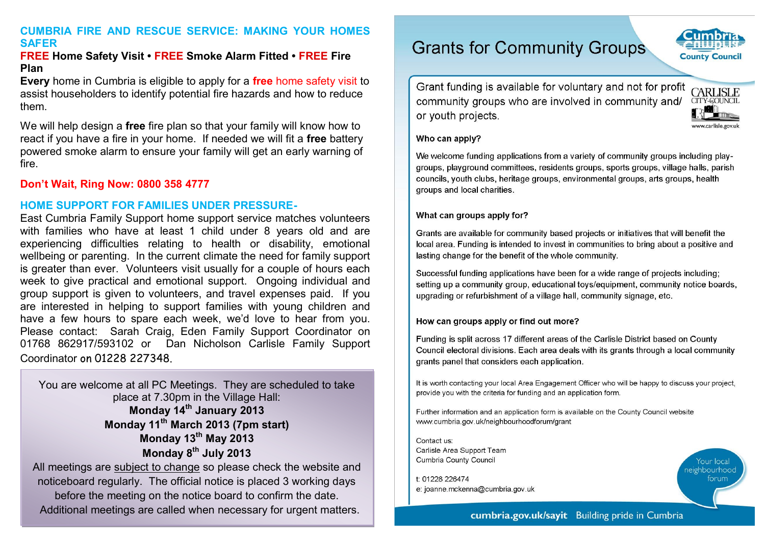## CUMBRIA FIRE AND RESCUE SERVICE: MAKING YOUR HOMES SAFER

**FREE Home Safety Visit • FREE Smoke Alarm Fitted • FREE Fire Plan**

**Every** home in Cumbria is eligible to apply for a **free** home safety visit to assist householders to identify potential fire hazards and how to reduce them.

We will help design a **free** fire plan so that your family will know how to react if you have a fire in your home. If needed we will fit a **free** battery powered smoke alarm to ensure your family will get an early warning of fire.

**Don't Wait, Ring Now: 0800 358 4777**

## HOME SUPPORT FOR FAMILIES UNDER PRESSURE-

East Cumbria Family Support home support service matches volunteers with families who have at least 1 child under 8 years old and are experiencing difficulties relating to health or disability, emotional wellbeing or parenting. In the current climate the need for family support is greater than ever. Volunteers visit usually for a couple of hours each week to give practical and emotional support. Ongoing individual and group support is given to volunteers, and travel expenses paid. If you are interested in helping to support families with young children and have a few hours to spare each week, we'd love to hear from you. Please contact: Sarah Craig, Eden Family Support Coordinator on 01768 862917/593102 or Dan Nicholson Carlisle Family Support Coordinator on 01228 227348.

You are welcome at all PC Meetings. They are scheduled to take place at 7.30pm in the Village Hall:

**Monday 14th January 2013**
**Monday 11th March 2013 (7pm start)**
**Monday 13th May 2013**
**Monday 8th July 2013**

All meetings are subject to change so please check the website and noticeboard regularly. The official notice is placed 3 working days before the meeting on the notice board to confirm the date. Additional meetings are called when necessary for urgent matters.

# Grants for Community Groups

Cumbria County Council

Grant funding is available for voluntary and not for profit community groups who are involved in community and/ or youth projects.

CARLISLE CITY COUNCIL
www.carlisle.gov.uk

**Who can apply?**

We welcome funding applications from a variety of community groups including play-groups, playground committees, residents groups, sports groups, village halls, parish councils, youth clubs, heritage groups, environmental groups, arts groups, health groups and local charities.

**What can groups apply for?**

Grants are available for community based projects or initiatives that will benefit the local area. Funding is intended to invest in communities to bring about a positive and lasting change for the benefit of the whole community.

Successful funding applications have been for a wide range of projects including; setting up a community group, educational toys/equipment, community notice boards, upgrading or refurbishment of a village hall, community signage, etc.

**How can groups apply or find out more?**

Funding is split across 17 different areas of the Carlisle District based on County Council electoral divisions. Each area deals with its grants through a local community grants panel that considers each application.

It is worth contacting your local Area Engagement Officer who will be happy to discuss your project, provide you with the criteria for funding and an application form.

Further information and an application form is available on the County Council website www.cumbria.gov.uk/neighbourhoodforum/grant

Contact us:
Carlisle Area Support Team
Cumbria County Council

t: 01228 226474
e: joanne.mckenna@cumbria.gov.uk

Your local neighbourhood forum

cumbria.gov.uk/sayit Building pride in Cumbria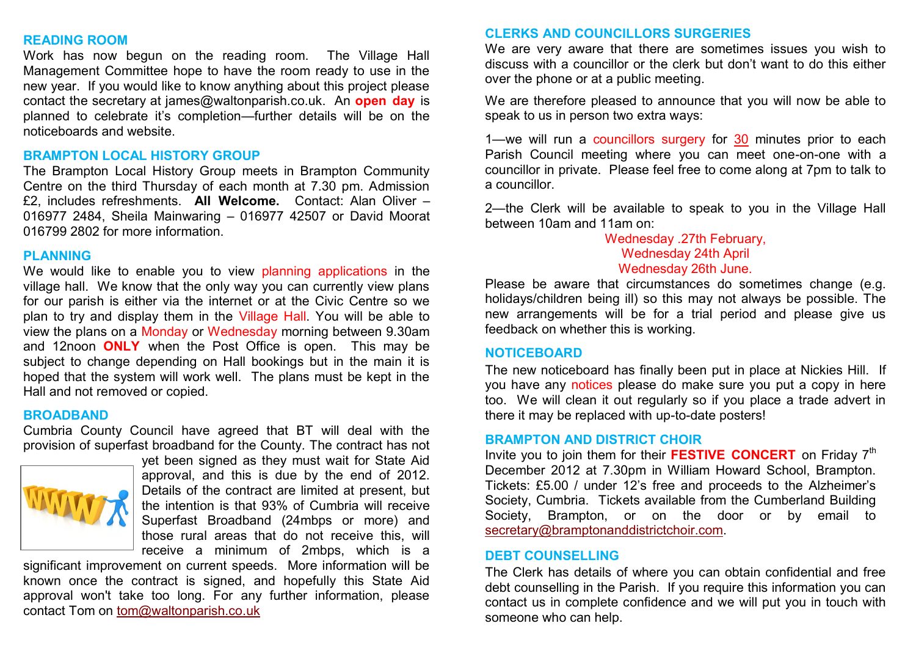## READING ROOM

Work has now begun on the reading room. The Village Hall Management Committee hope to have the room ready to use in the new year. If you would like to know anything about this project please contact the secretary at james@waltonparish.co.uk. An **open day** is planned to celebrate it's completion—further details will be on the noticeboards and website.

## BRAMPTON LOCAL HISTORY GROUP

The Brampton Local History Group meets in Brampton Community Centre on the third Thursday of each month at 7.30 pm. Admission £2, includes refreshments. **All Welcome.** Contact: Alan Oliver – 016977 2484, Sheila Mainwaring – 016977 42507 or David Moorat 016799 2802 for more information.

## PLANNING

We would like to enable you to view planning applications in the village hall. We know that the only way you can currently view plans for our parish is either via the internet or at the Civic Centre so we plan to try and display them in the Village Hall. You will be able to view the plans on a Monday or Wednesday morning between 9.30am and 12noon **ONLY** when the Post Office is open. This may be subject to change depending on Hall bookings but in the main it is hoped that the system will work well. The plans must be kept in the Hall and not removed or copied.

## BROADBAND

Cumbria County Council have agreed that BT will deal with the provision of superfast broadband for the County. The contract has not yet been signed as they must wait for State Aid approval, and this is due by the end of 2012. Details of the contract are limited at present, but the intention is that 93% of Cumbria will receive Superfast Broadband (24mbps or more) and those rural areas that do not receive this, will receive a minimum of 2mbps, which is a significant improvement on current speeds. More information will be known once the contract is signed, and hopefully this State Aid approval won't take too long. For any further information, please contact Tom on tom@waltonparish.co.uk

## CLERKS AND COUNCILLORS SURGERIES

We are very aware that there are sometimes issues you wish to discuss with a councillor or the clerk but don't want to do this either over the phone or at a public meeting.

We are therefore pleased to announce that you will now be able to speak to us in person two extra ways:

1—we will run a councillors surgery for 30 minutes prior to each Parish Council meeting where you can meet one-on-one with a councillor in private. Please feel free to come along at 7pm to talk to a councillor.

2—the Clerk will be available to speak to you in the Village Hall between 10am and 11am on:

Wednesday .27th February,
Wednesday 24th April
Wednesday 26th June.

Please be aware that circumstances do sometimes change (e.g. holidays/children being ill) so this may not always be possible. The new arrangements will be for a trial period and please give us feedback on whether this is working.

## NOTICEBOARD

The new noticeboard has finally been put in place at Nickies Hill. If you have any notices please do make sure you put a copy in here too. We will clean it out regularly so if you place a trade advert in there it may be replaced with up-to-date posters!

## BRAMPTON AND DISTRICT CHOIR

Invite you to join them for their **FESTIVE CONCERT** on Friday 7th December 2012 at 7.30pm in William Howard School, Brampton. Tickets: £5.00 / under 12's free and proceeds to the Alzheimer's Society, Cumbria. Tickets available from the Cumberland Building Society, Brampton, or on the door or by email to secretary@bramptonanddistrictchoir.com.

## DEBT COUNSELLING

The Clerk has details of where you can obtain confidential and free debt counselling in the Parish. If you require this information you can contact us in complete confidence and we will put you in touch with someone who can help.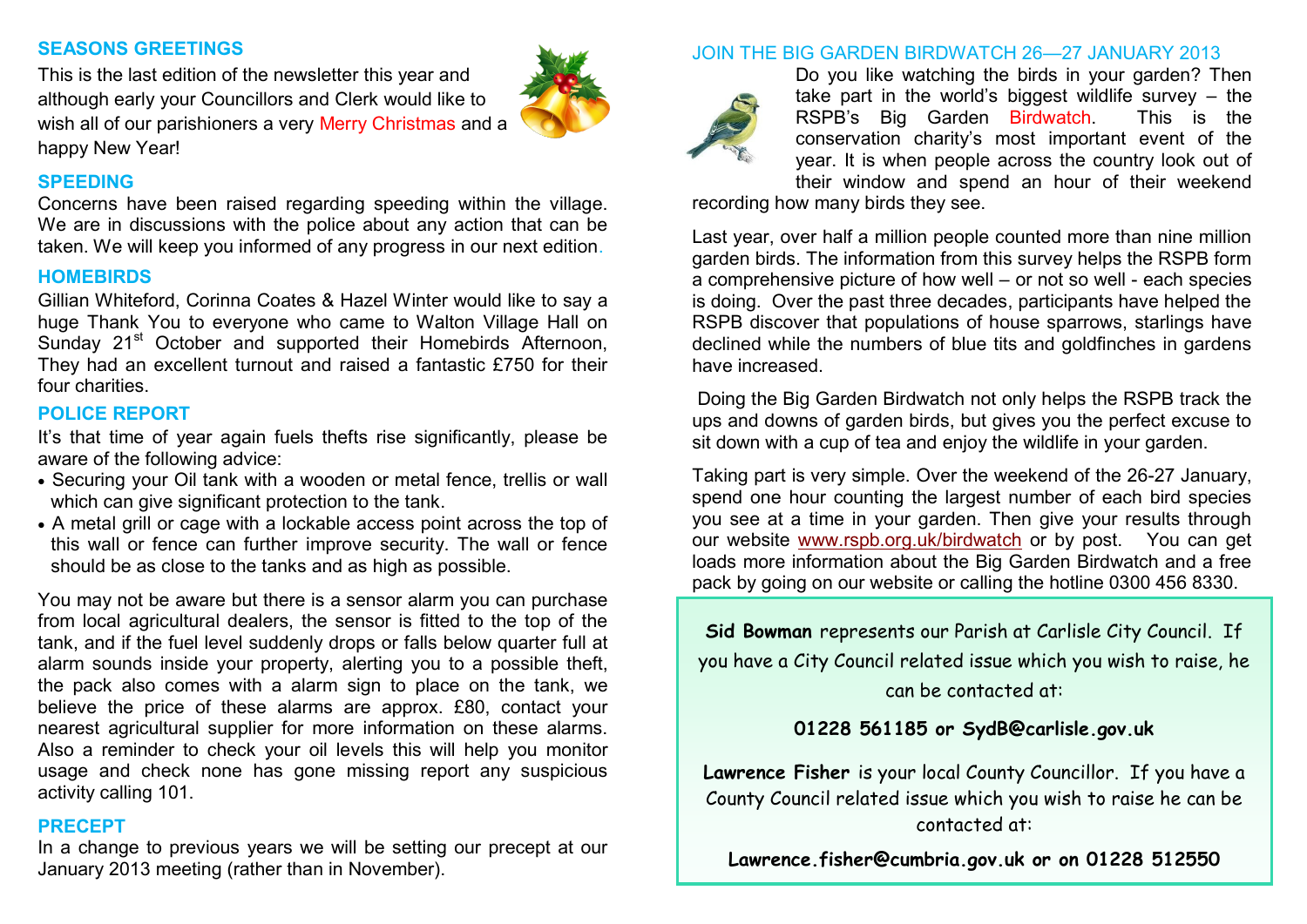## SEASONS GREETINGS

This is the last edition of the newsletter this year and although early your Councillors and Clerk would like to wish all of our parishioners a very Merry Christmas and a happy New Year!

## SPEEDING

Concerns have been raised regarding speeding within the village. We are in discussions with the police about any action that can be taken. We will keep you informed of any progress in our next edition.

## HOMEBIRDS

Gillian Whiteford, Corinna Coates & Hazel Winter would like to say a huge Thank You to everyone who came to Walton Village Hall on Sunday 21st October and supported their Homebirds Afternoon, They had an excellent turnout and raised a fantastic £750 for their four charities.

## POLICE REPORT

It's that time of year again fuels thefts rise significantly, please be aware of the following advice:

- Securing your Oil tank with a wooden or metal fence, trellis or wall which can give significant protection to the tank.
- A metal grill or cage with a lockable access point across the top of this wall or fence can further improve security. The wall or fence should be as close to the tanks and as high as possible.

You may not be aware but there is a sensor alarm you can purchase from local agricultural dealers, the sensor is fitted to the top of the tank, and if the fuel level suddenly drops or falls below quarter full at alarm sounds inside your property, alerting you to a possible theft, the pack also comes with a alarm sign to place on the tank, we believe the price of these alarms are approx. £80, contact your nearest agricultural supplier for more information on these alarms. Also a reminder to check your oil levels this will help you monitor usage and check none has gone missing report any suspicious activity calling 101.

## PRECEPT

In a change to previous years we will be setting our precept at our January 2013 meeting (rather than in November).

## JOIN THE BIG GARDEN BIRDWATCH 26—27 JANUARY 2013

Do you like watching the birds in your garden? Then take part in the world's biggest wildlife survey – the RSPB's Big Garden Birdwatch. This is the conservation charity's most important event of the year. It is when people across the country look out of their window and spend an hour of their weekend recording how many birds they see.

Last year, over half a million people counted more than nine million garden birds. The information from this survey helps the RSPB form a comprehensive picture of how well – or not so well - each species is doing. Over the past three decades, participants have helped the RSPB discover that populations of house sparrows, starlings have declined while the numbers of blue tits and goldfinches in gardens have increased.

Doing the Big Garden Birdwatch not only helps the RSPB track the ups and downs of garden birds, but gives you the perfect excuse to sit down with a cup of tea and enjoy the wildlife in your garden.

Taking part is very simple. Over the weekend of the 26-27 January, spend one hour counting the largest number of each bird species you see at a time in your garden. Then give your results through our website www.rspb.org.uk/birdwatch or by post. You can get loads more information about the Big Garden Birdwatch and a free pack by going on our website or calling the hotline 0300 456 8330.

**Sid Bowman** represents our Parish at Carlisle City Council. If you have a City Council related issue which you wish to raise, he can be contacted at:

**01228 561185 or SydB@carlisle.gov.uk**

**Lawrence Fisher** is your local County Councillor. If you have a County Council related issue which you wish to raise he can be contacted at:

**Lawrence.fisher@cumbria.gov.uk or on 01228 512550**